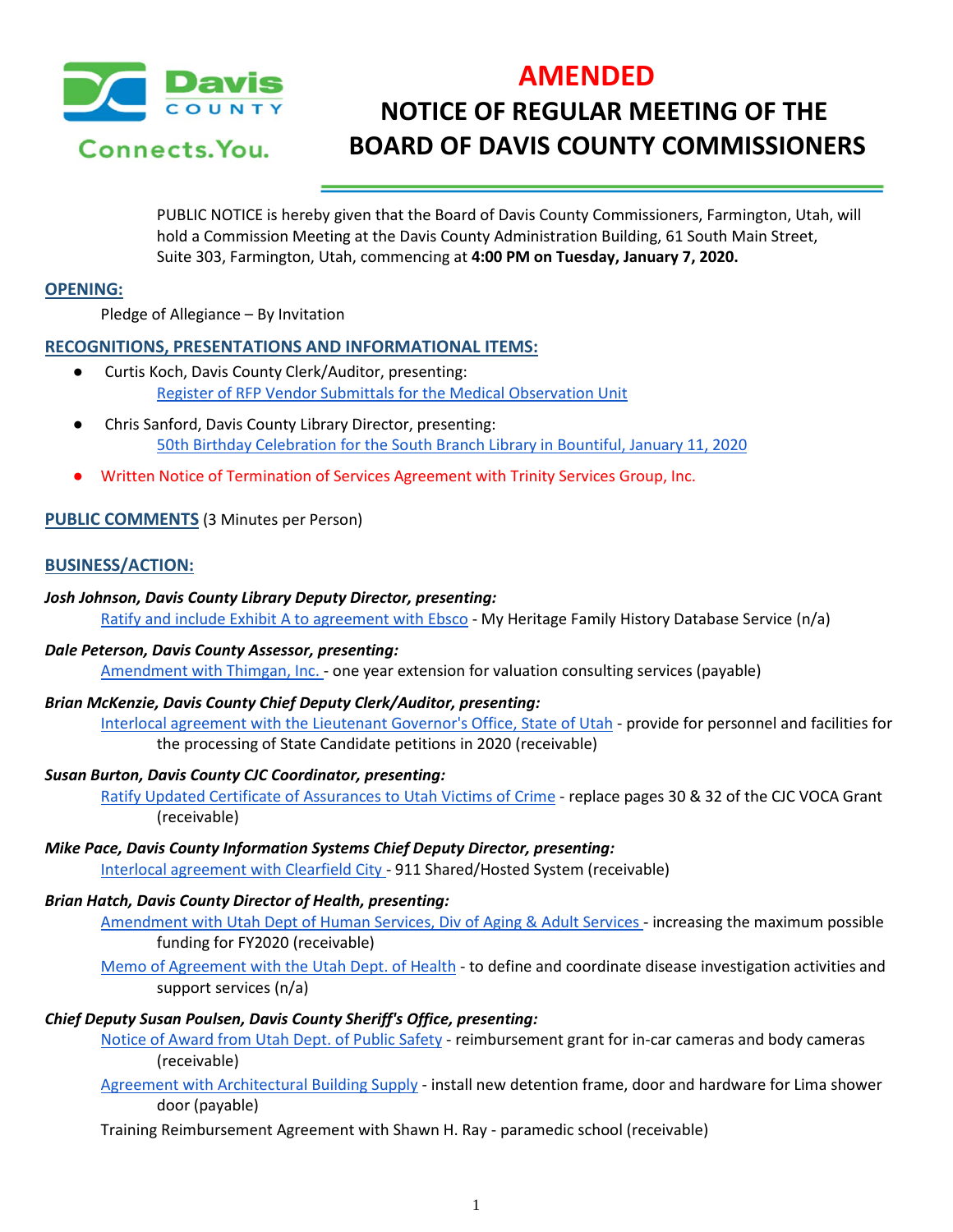# AMENDED

# NOTICE OF REGULAR MEETING OF THE BOARD OF DAVIS COUNTY COMMISSIONERS

PUBLIC NOTICE is hereby given that the Board of Davis County Commissioners, Farmington, Utah, will hold a Commission Meeting at the Davis County Administration Building, 61 South Main Street, Suite 303, Farmington, Utah, commencing at **4:00 PM on Tuesday, January 7, 2020.**

## OPENING:

Pledge of Allegiance – By Invitation

## RECOGNITIONS, PRESENTATIONS AND INFORMATIONAL ITEMS:

- Curtis Koch, Davis County Clerk/Auditor, presenting:
  Register of RFP Vendor Submittals for the Medical Observation Unit
- Chris Sanford, Davis County Library Director, presenting:
  50th Birthday Celebration for the South Branch Library in Bountiful, January 11, 2020
- Written Notice of Termination of Services Agreement with Trinity Services Group, Inc.

## PUBLIC COMMENTS (3 Minutes per Person)

## BUSINESS/ACTION:

***Josh Johnson, Davis County Library Deputy Director, presenting:***

Ratify and include Exhibit A to agreement with Ebsco - My Heritage Family History Database Service (n/a)

***Dale Peterson, Davis County Assessor, presenting:***

Amendment with Thimgan, Inc. - one year extension for valuation consulting services (payable)

***Brian McKenzie, Davis County Chief Deputy Clerk/Auditor, presenting:***

Interlocal agreement with the Lieutenant Governor's Office, State of Utah - provide for personnel and facilities for the processing of State Candidate petitions in 2020 (receivable)

***Susan Burton, Davis County CJC Coordinator, presenting:***

Ratify Updated Certificate of Assurances to Utah Victims of Crime - replace pages 30 & 32 of the CJC VOCA Grant (receivable)

***Mike Pace, Davis County Information Systems Chief Deputy Director, presenting:***

Interlocal agreement with Clearfield City - 911 Shared/Hosted System (receivable)

***Brian Hatch, Davis County Director of Health, presenting:***

Amendment with Utah Dept of Human Services, Div of Aging & Adult Services - increasing the maximum possible funding for FY2020 (receivable)

Memo of Agreement with the Utah Dept. of Health - to define and coordinate disease investigation activities and support services (n/a)

***Chief Deputy Susan Poulsen, Davis County Sheriff's Office, presenting:***

Notice of Award from Utah Dept. of Public Safety - reimbursement grant for in-car cameras and body cameras (receivable)

Agreement with Architectural Building Supply - install new detention frame, door and hardware for Lima shower door (payable)

Training Reimbursement Agreement with Shawn H. Ray - paramedic school (receivable)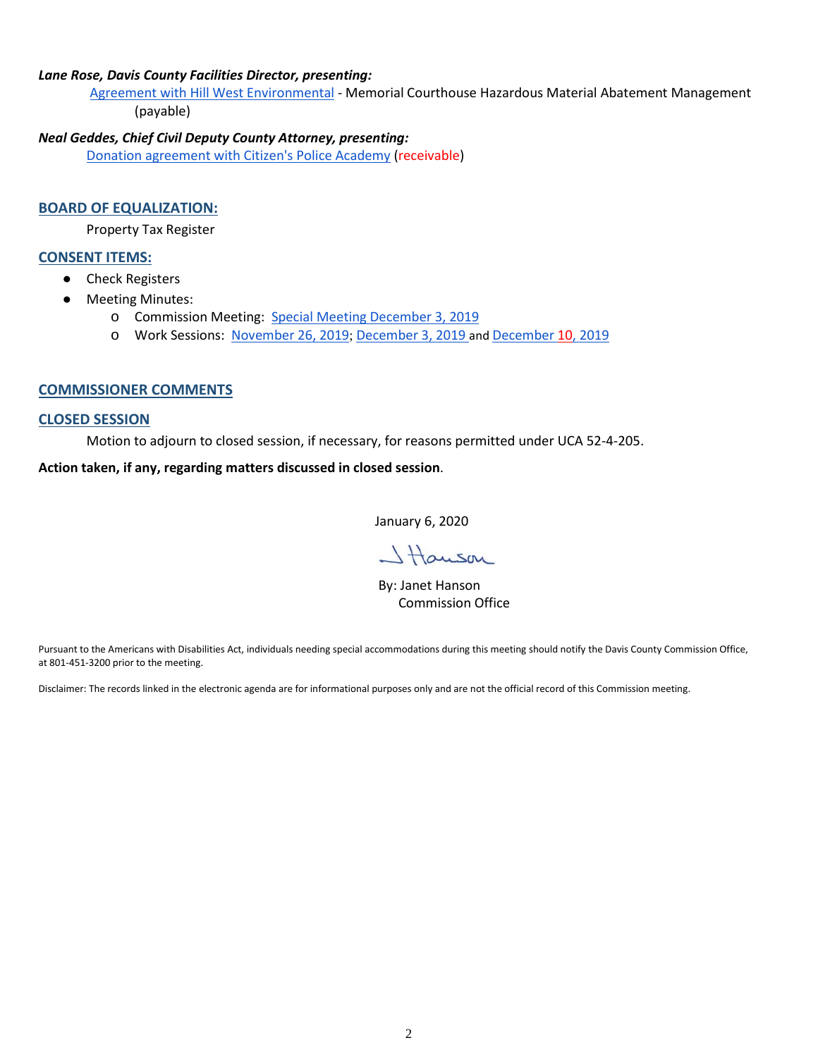***Lane Rose, Davis County Facilities Director, presenting:***

Agreement with Hill West Environmental - Memorial Courthouse Hazardous Material Abatement Management (payable)

***Neal Geddes, Chief Civil Deputy County Attorney, presenting:***

Donation agreement with Citizen's Police Academy (receivable)

## BOARD OF EQUALIZATION:

Property Tax Register

## CONSENT ITEMS:

- Check Registers
- Meeting Minutes:
  - Commission Meeting: Special Meeting December 3, 2019
  - Work Sessions: November 26, 2019; December 3, 2019 and December 10, 2019

## COMMISSIONER COMMENTS

## CLOSED SESSION

Motion to adjourn to closed session, if necessary, for reasons permitted under UCA 52-4-205.

**Action taken, if any, regarding matters discussed in closed session**.

January 6, 2020

J Hanson

By: Janet Hanson
Commission Office

Pursuant to the Americans with Disabilities Act, individuals needing special accommodations during this meeting should notify the Davis County Commission Office, at 801-451-3200 prior to the meeting.

Disclaimer: The records linked in the electronic agenda are for informational purposes only and are not the official record of this Commission meeting.